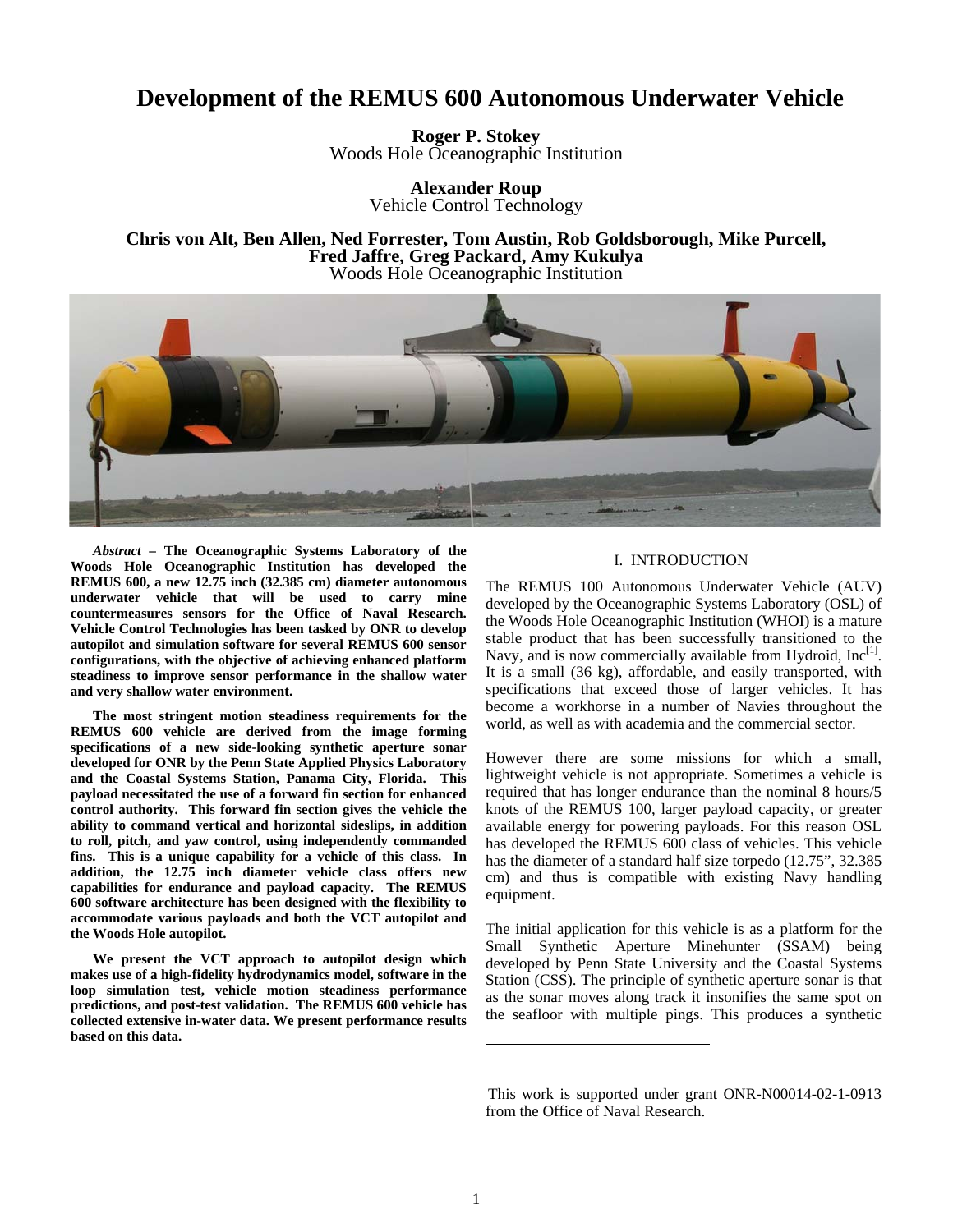# Development of the REMUS 600 Autonomous Underwater Vehicle

**Roger P. Stokey**
Woods Hole Oceanographic Institution

**Alexander Roup**
Vehicle Control Technology

**Chris von Alt, Ben Allen, Ned Forrester, Tom Austin, Rob Goldsborough, Mike Purcell, Fred Jaffre, Greg Packard, Amy Kukulya**
Woods Hole Oceanographic Institution

***Abstract* – The Oceanographic Systems Laboratory of the Woods Hole Oceanographic Institution has developed the REMUS 600, a new 12.75 inch (32.385 cm) diameter autonomous underwater vehicle that will be used to carry mine countermeasures sensors for the Office of Naval Research. Vehicle Control Technologies has been tasked by ONR to develop autopilot and simulation software for several REMUS 600 sensor configurations, with the objective of achieving enhanced platform steadiness to improve sensor performance in the shallow water and very shallow water environment.**

**The most stringent motion steadiness requirements for the REMUS 600 vehicle are derived from the image forming specifications of a new side-looking synthetic aperture sonar developed for ONR by the Penn State Applied Physics Laboratory and the Coastal Systems Station, Panama City, Florida. This payload necessitated the use of a forward fin section for enhanced control authority. This forward fin section gives the vehicle the ability to command vertical and horizontal sideslips, in addition to roll, pitch, and yaw control, using independently commanded fins. This is a unique capability for a vehicle of this class. In addition, the 12.75 inch diameter vehicle class offers new capabilities for endurance and payload capacity. The REMUS 600 software architecture has been designed with the flexibility to accommodate various payloads and both the VCT autopilot and the Woods Hole autopilot.**

**We present the VCT approach to autopilot design which makes use of a high-fidelity hydrodynamics model, software in the loop simulation test, vehicle motion steadiness performance predictions, and post-test validation. The REMUS 600 vehicle has collected extensive in-water data. We present performance results based on this data.**

## I. INTRODUCTION

The REMUS 100 Autonomous Underwater Vehicle (AUV) developed by the Oceanographic Systems Laboratory (OSL) of the Woods Hole Oceanographic Institution (WHOI) is a mature stable product that has been successfully transitioned to the Navy, and is now commercially available from Hydroid, Inc[1]. It is a small (36 kg), affordable, and easily transported, with specifications that exceed those of larger vehicles. It has become a workhorse in a number of Navies throughout the world, as well as with academia and the commercial sector.

However there are some missions for which a small, lightweight vehicle is not appropriate. Sometimes a vehicle is required that has longer endurance than the nominal 8 hours/5 knots of the REMUS 100, larger payload capacity, or greater available energy for powering payloads. For this reason OSL has developed the REMUS 600 class of vehicles. This vehicle has the diameter of a standard half size torpedo (12.75", 32.385 cm) and thus is compatible with existing Navy handling equipment.

The initial application for this vehicle is as a platform for the Small Synthetic Aperture Minehunter (SSAM) being developed by Penn State University and the Coastal Systems Station (CSS). The principle of synthetic aperture sonar is that as the sonar moves along track it insonifies the same spot on the seafloor with multiple pings. This produces a synthetic

This work is supported under grant ONR-N00014-02-1-0913 from the Office of Naval Research.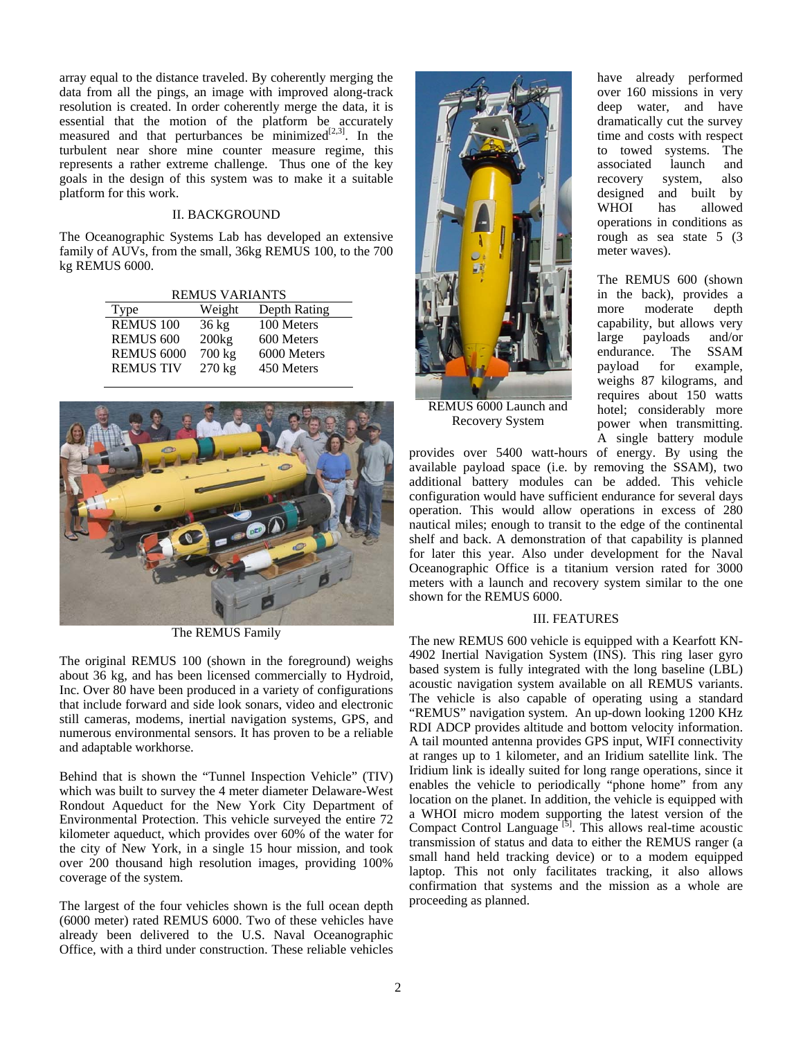array equal to the distance traveled. By coherently merging the data from all the pings, an image with improved along-track resolution is created. In order coherently merge the data, it is essential that the motion of the platform be accurately measured and that perturbances be minimized[2,3]. In the turbulent near shore mine counter measure regime, this represents a rather extreme challenge. Thus one of the key goals in the design of this system was to make it a suitable platform for this work.

## II. BACKGROUND

The Oceanographic Systems Lab has developed an extensive family of AUVs, from the small, 36kg REMUS 100, to the 700 kg REMUS 6000.

REMUS VARIANTS

| Type | Weight | Depth Rating |
|---|---|---|
| REMUS 100 | 36 kg | 100 Meters |
| REMUS 600 | 200kg | 600 Meters |
| REMUS 6000 | 700 kg | 6000 Meters |
| REMUS TIV | 270 kg | 450 Meters |

The REMUS Family

The original REMUS 100 (shown in the foreground) weighs about 36 kg, and has been licensed commercially to Hydroid, Inc. Over 80 have been produced in a variety of configurations that include forward and side look sonars, video and electronic still cameras, modems, inertial navigation systems, GPS, and numerous environmental sensors. It has proven to be a reliable and adaptable workhorse.

Behind that is shown the "Tunnel Inspection Vehicle" (TIV) which was built to survey the 4 meter diameter Delaware-West Rondout Aqueduct for the New York City Department of Environmental Protection. This vehicle surveyed the entire 72 kilometer aqueduct, which provides over 60% of the water for the city of New York, in a single 15 hour mission, and took over 200 thousand high resolution images, providing 100% coverage of the system.

The largest of the four vehicles shown is the full ocean depth (6000 meter) rated REMUS 6000. Two of these vehicles have already been delivered to the U.S. Naval Oceanographic Office, with a third under construction. These reliable vehicles have already performed over 160 missions in very deep water, and have dramatically cut the survey time and costs with respect to towed systems. The associated launch and recovery system, also designed and built by WHOI has allowed operations in conditions as rough as sea state 5 (3 meter waves).

REMUS 6000 Launch and Recovery System

The REMUS 600 (shown in the back), provides a more moderate depth capability, but allows very large payloads and/or endurance. The SSAM payload for example, weighs 87 kilograms, and requires about 150 watts hotel; considerably more power when transmitting. A single battery module provides over 5400 watt-hours of energy. By using the available payload space (i.e. by removing the SSAM), two additional battery modules can be added. This vehicle configuration would have sufficient endurance for several days operation. This would allow operations in excess of 280 nautical miles; enough to transit to the edge of the continental shelf and back. A demonstration of that capability is planned for later this year. Also under development for the Naval Oceanographic Office is a titanium version rated for 3000 meters with a launch and recovery system similar to the one shown for the REMUS 6000.

## III. FEATURES

The new REMUS 600 vehicle is equipped with a Kearfott KN-4902 Inertial Navigation System (INS). This ring laser gyro based system is fully integrated with the long baseline (LBL) acoustic navigation system available on all REMUS variants. The vehicle is also capable of operating using a standard "REMUS" navigation system. An up-down looking 1200 KHz RDI ADCP provides altitude and bottom velocity information. A tail mounted antenna provides GPS input, WIFI connectivity at ranges up to 1 kilometer, and an Iridium satellite link. The Iridium link is ideally suited for long range operations, since it enables the vehicle to periodically "phone home" from any location on the planet. In addition, the vehicle is equipped with a WHOI micro modem supporting the latest version of the Compact Control Language [5]. This allows real-time acoustic transmission of status and data to either the REMUS ranger (a small hand held tracking device) or to a modem equipped laptop. This not only facilitates tracking, it also allows confirmation that systems and the mission as a whole are proceeding as planned.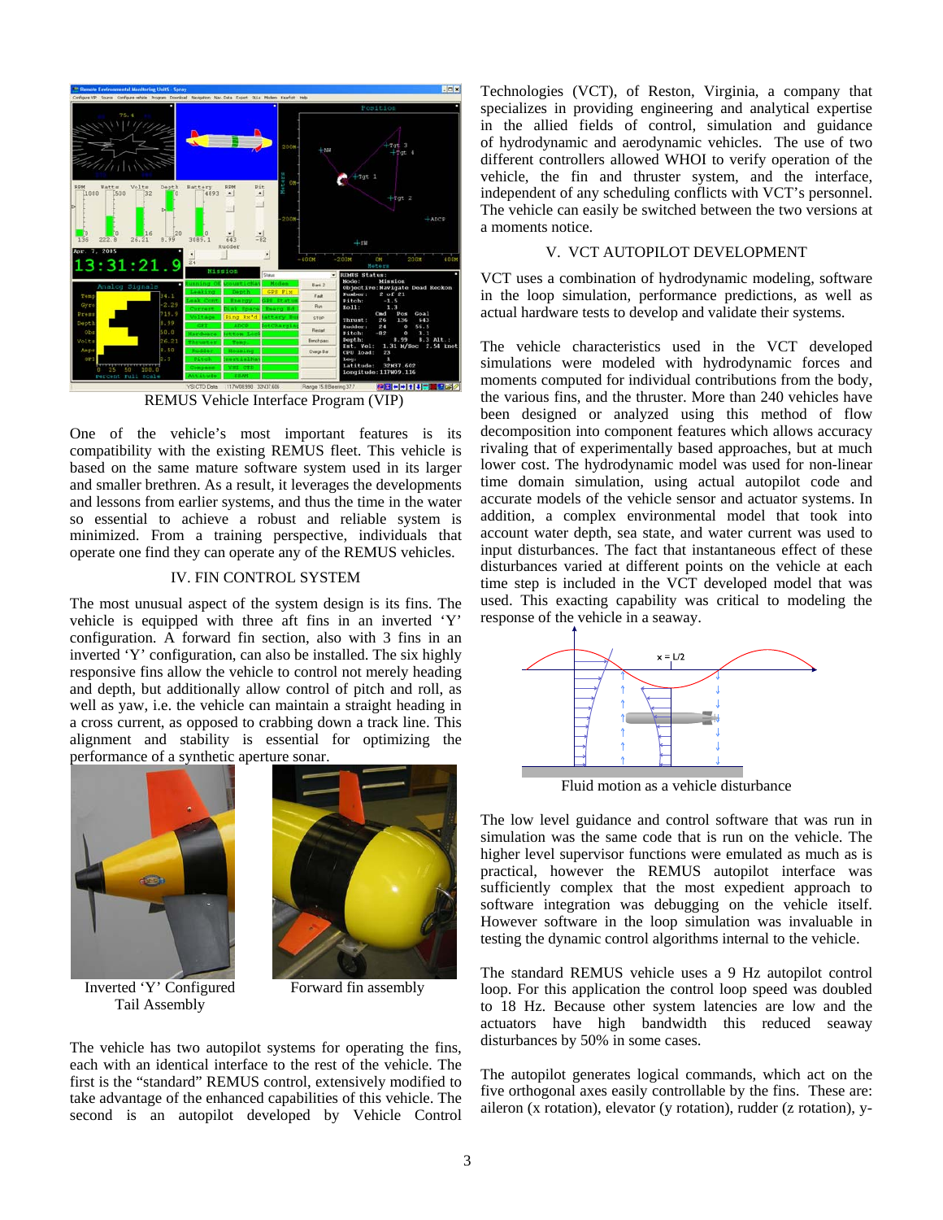REMUS Vehicle Interface Program (VIP)

One of the vehicle's most important features is its compatibility with the existing REMUS fleet. This vehicle is based on the same mature software system used in its larger and smaller brethren. As a result, it leverages the developments and lessons from earlier systems, and thus the time in the water so essential to achieve a robust and reliable system is minimized. From a training perspective, individuals that operate one find they can operate any of the REMUS vehicles.

## IV. FIN CONTROL SYSTEM

The most unusual aspect of the system design is its fins. The vehicle is equipped with three aft fins in an inverted 'Y' configuration. A forward fin section, also with 3 fins in an inverted 'Y' configuration, can also be installed. The six highly responsive fins allow the vehicle to control not merely heading and depth, but additionally allow control of pitch and roll, as well as yaw, i.e. the vehicle can maintain a straight heading in a cross current, as opposed to crabbing down a track line. This alignment and stability is essential for optimizing the performance of a synthetic aperture sonar.

Inverted 'Y' Configured Tail Assembly

Forward fin assembly

The vehicle has two autopilot systems for operating the fins, each with an identical interface to the rest of the vehicle. The first is the "standard" REMUS control, extensively modified to take advantage of the enhanced capabilities of this vehicle. The second is an autopilot developed by Vehicle Control Technologies (VCT), of Reston, Virginia, a company that specializes in providing engineering and analytical expertise in the allied fields of control, simulation and guidance of hydrodynamic and aerodynamic vehicles. The use of two different controllers allowed WHOI to verify operation of the vehicle, the fin and thruster system, and the interface, independent of any scheduling conflicts with VCT's personnel. The vehicle can easily be switched between the two versions at a moments notice.

## V. VCT AUTOPILOT DEVELOPMENT

VCT uses a combination of hydrodynamic modeling, software in the loop simulation, performance predictions, as well as actual hardware tests to develop and validate their systems.

The vehicle characteristics used in the VCT developed simulations were modeled with hydrodynamic forces and moments computed for individual contributions from the body, the various fins, and the thruster. More than 240 vehicles have been designed or analyzed using this method of flow decomposition into component features which allows accuracy rivaling that of experimentally based approaches, but at much lower cost. The hydrodynamic model was used for non-linear time domain simulation, using actual autopilot code and accurate models of the vehicle sensor and actuator systems. In addition, a complex environmental model that took into account water depth, sea state, and water current was used to input disturbances. The fact that instantaneous effect of these disturbances varied at different points on the vehicle at each time step is included in the VCT developed model that was used. This exacting capability was critical to modeling the response of the vehicle in a seaway.

Fluid motion as a vehicle disturbance

The low level guidance and control software that was run in simulation was the same code that is run on the vehicle. The higher level supervisor functions were emulated as much as is practical, however the REMUS autopilot interface was sufficiently complex that the most expedient approach to software integration was debugging on the vehicle itself. However software in the loop simulation was invaluable in testing the dynamic control algorithms internal to the vehicle.

The standard REMUS vehicle uses a 9 Hz autopilot control loop. For this application the control loop speed was doubled to 18 Hz. Because other system latencies are low and the actuators have high bandwidth this reduced seaway disturbances by 50% in some cases.

The autopilot generates logical commands, which act on the five orthogonal axes easily controllable by the fins. These are: aileron (x rotation), elevator (y rotation), rudder (z rotation), y-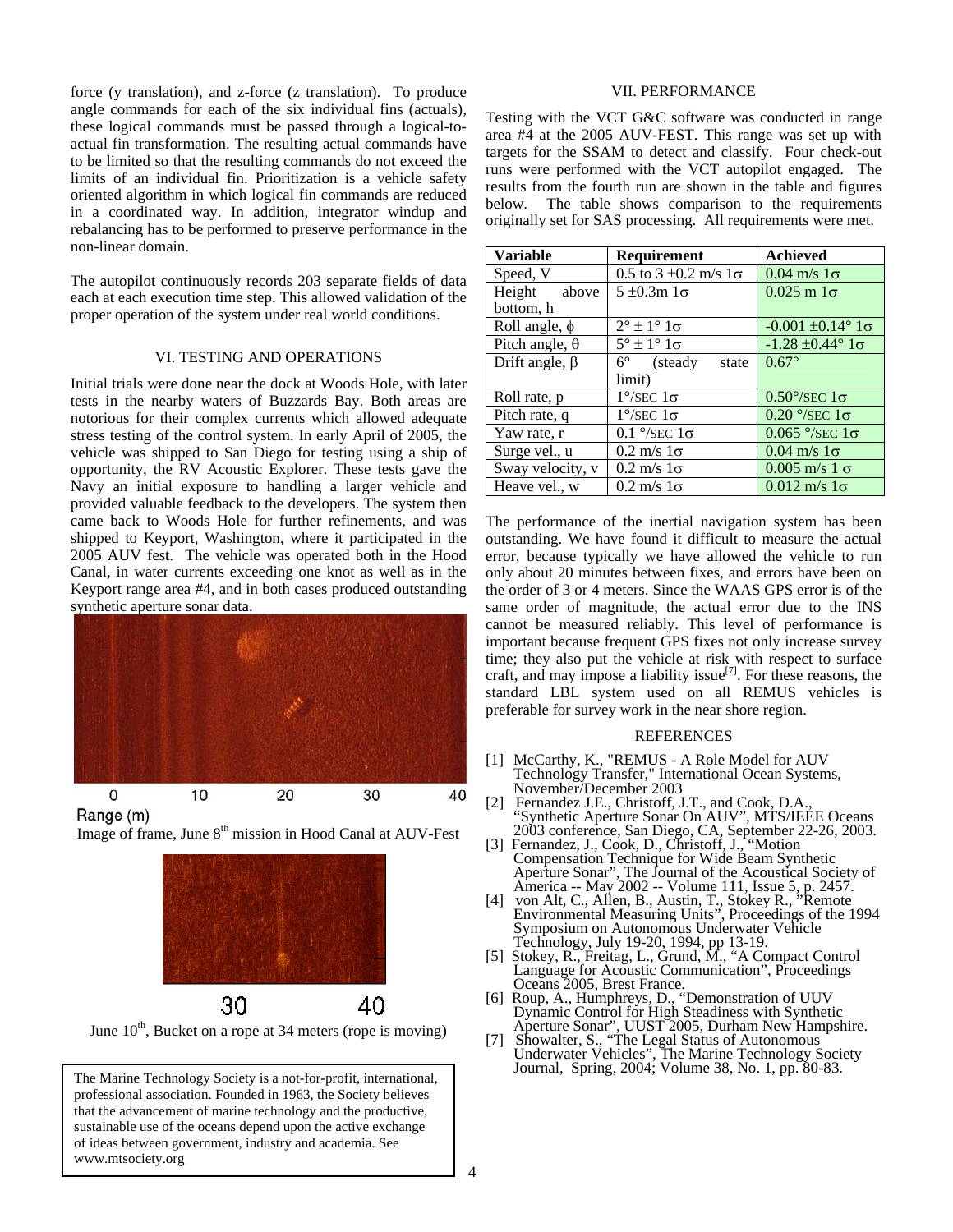force (y translation), and z-force (z translation). To produce angle commands for each of the six individual fins (actuals), these logical commands must be passed through a logical-to-actual fin transformation. The resulting actual commands have to be limited so that the resulting commands do not exceed the limits of an individual fin. Prioritization is a vehicle safety oriented algorithm in which logical fin commands are reduced in a coordinated way. In addition, integrator windup and rebalancing has to be performed to preserve performance in the non-linear domain.

The autopilot continuously records 203 separate fields of data each at each execution time step. This allowed validation of the proper operation of the system under real world conditions.

## VI. TESTING AND OPERATIONS

Initial trials were done near the dock at Woods Hole, with later tests in the nearby waters of Buzzards Bay. Both areas are notorious for their complex currents which allowed adequate stress testing of the control system. In early April of 2005, the vehicle was shipped to San Diego for testing using a ship of opportunity, the RV Acoustic Explorer. These tests gave the Navy an initial exposure to handling a larger vehicle and provided valuable feedback to the developers. The system then came back to Woods Hole for further refinements, and was shipped to Keyport, Washington, where it participated in the 2005 AUV fest. The vehicle was operated both in the Hood Canal, in water currents exceeding one knot as well as in the Keyport range area #4, and in both cases produced outstanding synthetic aperture sonar data.

0 10 20 30 40

Range (m)

Image of frame, June 8th mission in Hood Canal at AUV-Fest

30 40

June 10th, Bucket on a rope at 34 meters (rope is moving)

The Marine Technology Society is a not-for-profit, international, professional association. Founded in 1963, the Society believes that the advancement of marine technology and the productive, sustainable use of the oceans depend upon the active exchange of ideas between government, industry and academia. See www.mtsociety.org

## VII. PERFORMANCE

Testing with the VCT G&C software was conducted in range area #4 at the 2005 AUV-FEST. This range was set up with targets for the SSAM to detect and classify. Four check-out runs were performed with the VCT autopilot engaged. The results from the fourth run are shown in the table and figures below. The table shows comparison to the requirements originally set for SAS processing. All requirements were met.

| Variable | Requirement | Achieved |
|---|---|---|
| Speed, V | 0.5 to 3 $\pm$0.2 m/s 1$\sigma$ | 0.04 m/s 1$\sigma$ |
| Height above bottom, h | 5 $\pm$0.3m 1$\sigma$ | 0.025 m 1$\sigma$ |
| Roll angle, $\phi$ | 2° $\pm$ 1° 1$\sigma$ | -0.001 $\pm$0.14° 1$\sigma$ |
| Pitch angle, $\theta$ | 5° $\pm$ 1° 1$\sigma$ | -1.28 $\pm$0.44° 1$\sigma$ |
| Drift angle, $\beta$ | 6° (steady state limit) | 0.67° |
| Roll rate, p | 1°/SEC 1$\sigma$ | 0.50°/SEC 1$\sigma$ |
| Pitch rate, q | 1°/SEC 1$\sigma$ | 0.20 °/SEC 1$\sigma$ |
| Yaw rate, r | 0.1 °/SEC 1$\sigma$ | 0.065 °/SEC 1$\sigma$ |
| Surge vel., u | 0.2 m/s 1$\sigma$ | 0.04 m/s 1$\sigma$ |
| Sway velocity, v | 0.2 m/s 1$\sigma$ | 0.005 m/s 1 $\sigma$ |
| Heave vel., w | 0.2 m/s 1$\sigma$ | 0.012 m/s 1$\sigma$ |

The performance of the inertial navigation system has been outstanding. We have found it difficult to measure the actual error, because typically we have allowed the vehicle to run only about 20 minutes between fixes, and errors have been on the order of 3 or 4 meters. Since the WAAS GPS error is of the same order of magnitude, the actual error due to the INS cannot be measured reliably. This level of performance is important because frequent GPS fixes not only increase survey time; they also put the vehicle at risk with respect to surface craft, and may impose a liability issue[7]. For these reasons, the standard LBL system used on all REMUS vehicles is preferable for survey work in the near shore region.

## REFERENCES

[1] McCarthy, K., "REMUS - A Role Model for AUV Technology Transfer," International Ocean Systems, November/December 2003

[2] Fernandez J.E., Christoff, J.T., and Cook, D.A., "Synthetic Aperture Sonar On AUV", MTS/IEEE Oceans 2003 conference, San Diego, CA, September 22-26, 2003.

[3] Fernandez, J., Cook, D., Christoff, J., "Motion Compensation Technique for Wide Beam Synthetic Aperture Sonar", The Journal of the Acoustical Society of America -- May 2002 -- Volume 111, Issue 5, p. 2457.

[4] von Alt, C., Allen, B., Austin, T., Stokey R., "Remote Environmental Measuring Units", Proceedings of the 1994 Symposium on Autonomous Underwater Vehicle Technology, July 19-20, 1994, pp 13-19.

[5] Stokey, R., Freitag, L., Grund, M., "A Compact Control Language for Acoustic Communication", Proceedings Oceans 2005, Brest France.

[6] Roup, A., Humphreys, D., "Demonstration of UUV Dynamic Control for High Steadiness with Synthetic Aperture Sonar", UUST 2005, Durham New Hampshire.

[7] Showalter, S., "The Legal Status of Autonomous Underwater Vehicles", The Marine Technology Society Journal, Spring, 2004; Volume 38, No. 1, pp. 80-83.